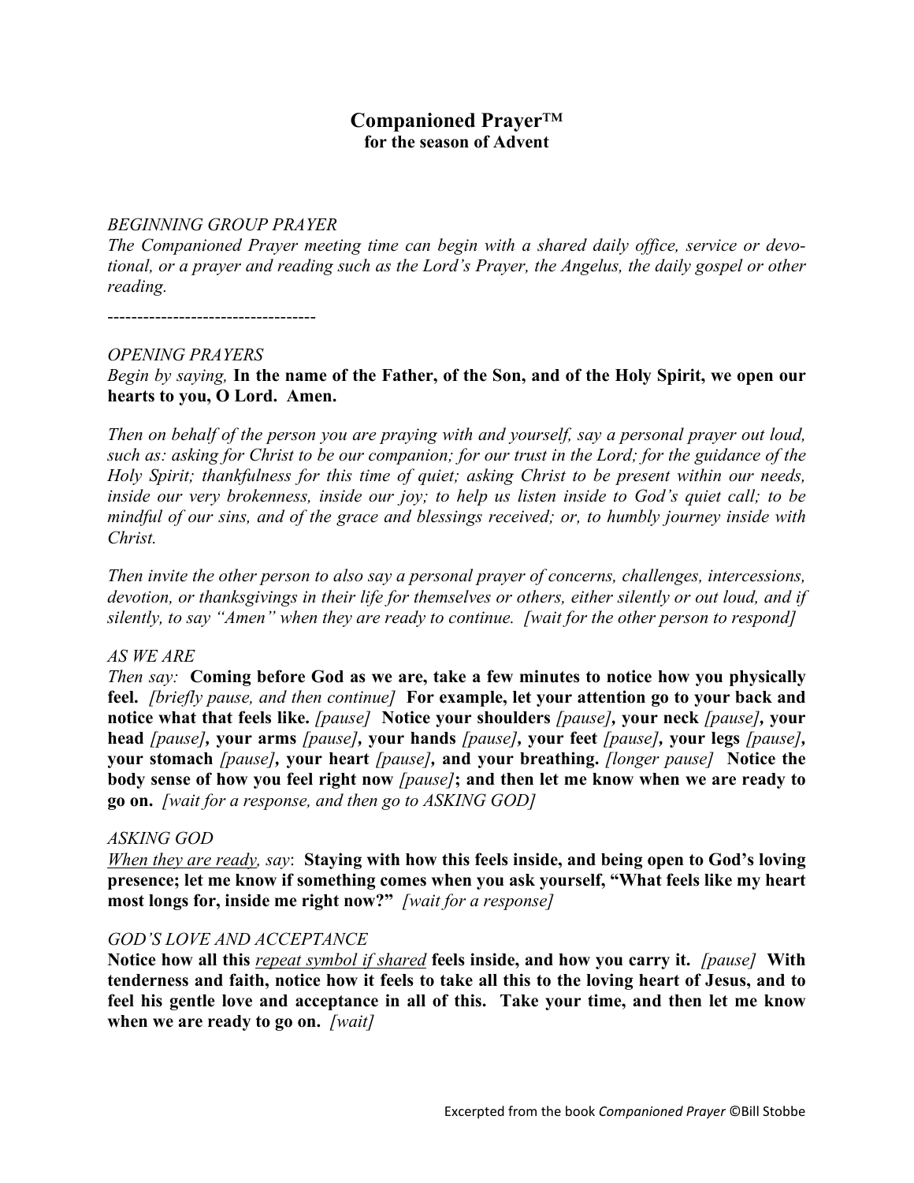# Companioned Prayer™
## for the season of Advent

*BEGINNING GROUP PRAYER*
*The Companioned Prayer meeting time can begin with a shared daily office, service or devotional, or a prayer and reading such as the Lord's Prayer, the Angelus, the daily gospel or other reading.*

-----------------------------------

*OPENING PRAYERS*
*Begin by saying,* **In the name of the Father, of the Son, and of the Holy Spirit, we open our hearts to you, O Lord. Amen.**

*Then on behalf of the person you are praying with and yourself, say a personal prayer out loud, such as: asking for Christ to be our companion; for our trust in the Lord; for the guidance of the Holy Spirit; thankfulness for this time of quiet; asking Christ to be present within our needs, inside our very brokenness, inside our joy; to help us listen inside to God's quiet call; to be mindful of our sins, and of the grace and blessings received; or, to humbly journey inside with Christ.*

*Then invite the other person to also say a personal prayer of concerns, challenges, intercessions, devotion, or thanksgivings in their life for themselves or others, either silently or out loud, and if silently, to say "Amen" when they are ready to continue. [wait for the other person to respond]*

*AS WE ARE*
*Then say:* **Coming before God as we are, take a few minutes to notice how you physically feel.** *[briefly pause, and then continue]* **For example, let your attention go to your back and notice what that feels like.** *[pause]* **Notice your shoulders** *[pause]***, your neck** *[pause]***, your head** *[pause]***, your arms** *[pause]***, your hands** *[pause]***, your feet** *[pause]***, your legs** *[pause]***, your stomach** *[pause]***, your heart** *[pause]***, and your breathing.** *[longer pause]* **Notice the body sense of how you feel right now** *[pause]***; and then let me know when we are ready to go on.** *[wait for a response, and then go to ASKING GOD]*

*ASKING GOD*
*<u>When they are ready</u>, say*: **Staying with how this feels inside, and being open to God's loving presence; let me know if something comes when you ask yourself, "What feels like my heart most longs for, inside me right now?"** *[wait for a response]*

*GOD'S LOVE AND ACCEPTANCE*
**Notice how all this** *<u>repeat symbol if shared</u>* **feels inside, and how you carry it.** *[pause]* **With tenderness and faith, notice how it feels to take all this to the loving heart of Jesus, and to feel his gentle love and acceptance in all of this. Take your time, and then let me know when we are ready to go on.** *[wait]*

Excerpted from the book *Companioned Prayer* ©Bill Stobbe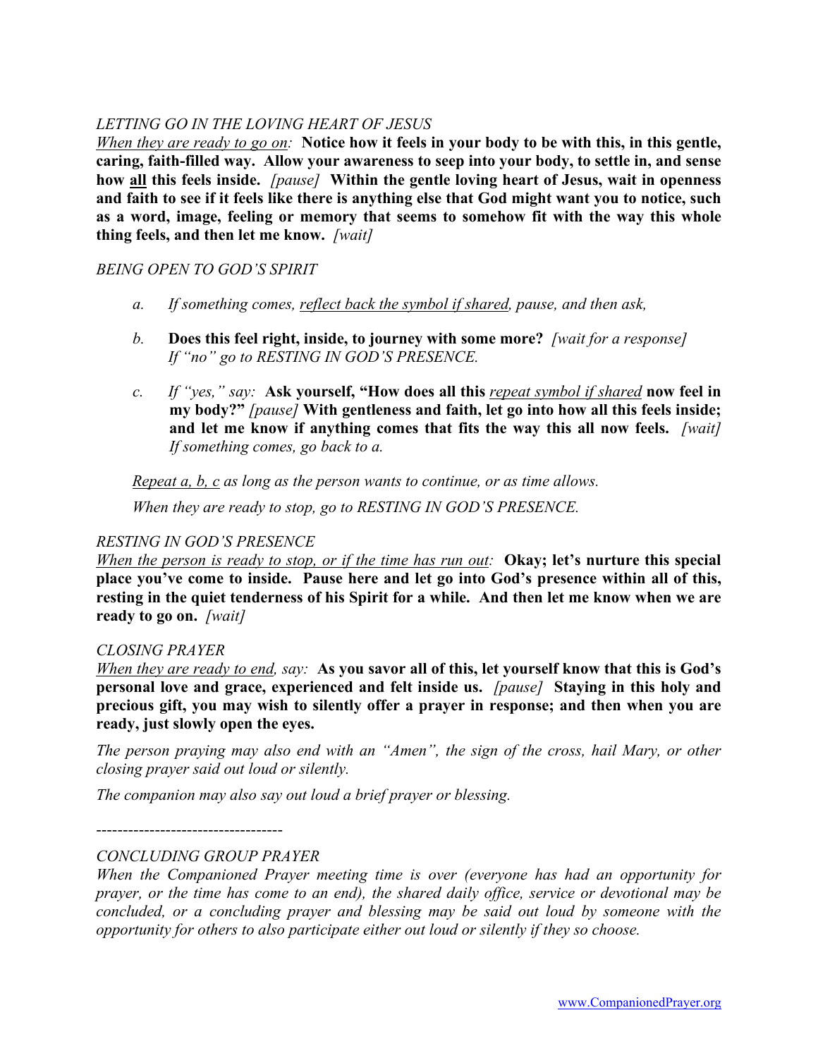*LETTING GO IN THE LOVING HEART OF JESUS*

*When they are ready to go on:* **Notice how it feels in your body to be with this, in this gentle, caring, faith-filled way. Allow your awareness to seep into your body, to settle in, and sense how all this feels inside.** *[pause]* **Within the gentle loving heart of Jesus, wait in openness and faith to see if it feels like there is anything else that God might want you to notice, such as a word, image, feeling or memory that seems to somehow fit with the way this whole thing feels, and then let me know.** *[wait]*

*BEING OPEN TO GOD'S SPIRIT*

a. *If something comes, reflect back the symbol if shared, pause, and then ask,*

b. **Does this feel right, inside, to journey with some more?** *[wait for a response]*
*If "no" go to RESTING IN GOD'S PRESENCE.*

c. *If "yes," say:* **Ask yourself, "How does all this** *repeat symbol if shared* **now feel in my body?"** *[pause]* **With gentleness and faith, let go into how all this feels inside; and let me know if anything comes that fits the way this all now feels.** *[wait]*
*If something comes, go back to a.*

*Repeat a, b, c as long as the person wants to continue, or as time allows.*

*When they are ready to stop, go to RESTING IN GOD'S PRESENCE.*

*RESTING IN GOD'S PRESENCE*

*When the person is ready to stop, or if the time has run out:* **Okay; let's nurture this special place you've come to inside. Pause here and let go into God's presence within all of this, resting in the quiet tenderness of his Spirit for a while. And then let me know when we are ready to go on.** *[wait]*

*CLOSING PRAYER*

*When they are ready to end, say:* **As you savor all of this, let yourself know that this is God's personal love and grace, experienced and felt inside us.** *[pause]* **Staying in this holy and precious gift, you may wish to silently offer a prayer in response; and then when you are ready, just slowly open the eyes.**

*The person praying may also end with an "Amen", the sign of the cross, hail Mary, or other closing prayer said out loud or silently.*

*The companion may also say out loud a brief prayer or blessing.*

-----------------------------------

*CONCLUDING GROUP PRAYER*

*When the Companioned Prayer meeting time is over (everyone has had an opportunity for prayer, or the time has come to an end), the shared daily office, service or devotional may be concluded, or a concluding prayer and blessing may be said out loud by someone with the opportunity for others to also participate either out loud or silently if they so choose.*